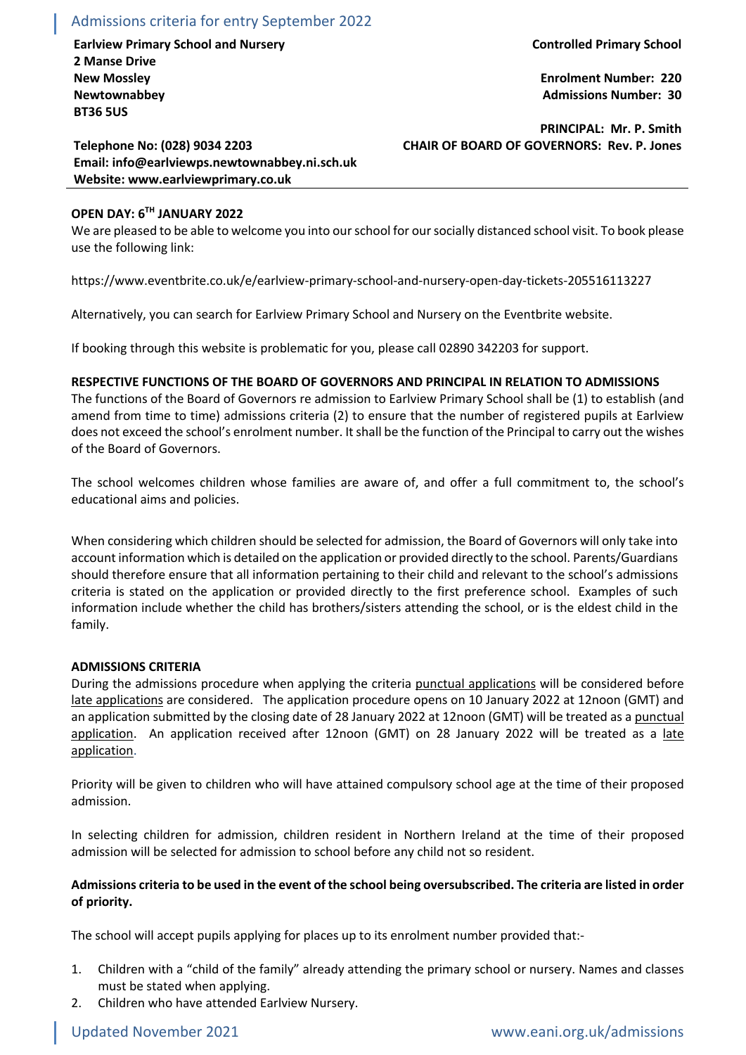# Admissions criteria for entry September 2022

**Earlview Primary School and Nursery**
**2 Manse Drive**
**New Mossley**
**Newtownabbey**
**BT36 5US**

**Controlled Primary School**

**Enrolment Number: 220**
**Admissions Number: 30**

**PRINCIPAL: Mr. P. Smith**
**CHAIR OF BOARD OF GOVERNORS: Rev. P. Jones**

**Telephone No: (028) 9034 2203**
**Email: info@earlviewps.newtownabbey.ni.sch.uk**
**Website: www.earlviewprimary.co.uk**

**OPEN DAY: 6TH JANUARY 2022**

We are pleased to be able to welcome you into our school for our socially distanced school visit. To book please use the following link:

https://www.eventbrite.co.uk/e/earlview-primary-school-and-nursery-open-day-tickets-205516113227

Alternatively, you can search for Earlview Primary School and Nursery on the Eventbrite website.

If booking through this website is problematic for you, please call 02890 342203 for support.

**RESPECTIVE FUNCTIONS OF THE BOARD OF GOVERNORS AND PRINCIPAL IN RELATION TO ADMISSIONS**

The functions of the Board of Governors re admission to Earlview Primary School shall be (1) to establish (and amend from time to time) admissions criteria (2) to ensure that the number of registered pupils at Earlview does not exceed the school's enrolment number. It shall be the function of the Principal to carry out the wishes of the Board of Governors.

The school welcomes children whose families are aware of, and offer a full commitment to, the school's educational aims and policies.

When considering which children should be selected for admission, the Board of Governors will only take into account information which is detailed on the application or provided directly to the school. Parents/Guardians should therefore ensure that all information pertaining to their child and relevant to the school's admissions criteria is stated on the application or provided directly to the first preference school. Examples of such information include whether the child has brothers/sisters attending the school, or is the eldest child in the family.

**ADMISSIONS CRITERIA**

During the admissions procedure when applying the criteria punctual applications will be considered before late applications are considered. The application procedure opens on 10 January 2022 at 12noon (GMT) and an application submitted by the closing date of 28 January 2022 at 12noon (GMT) will be treated as a punctual application. An application received after 12noon (GMT) on 28 January 2022 will be treated as a late application.

Priority will be given to children who will have attained compulsory school age at the time of their proposed admission.

In selecting children for admission, children resident in Northern Ireland at the time of their proposed admission will be selected for admission to school before any child not so resident.

**Admissions criteria to be used in the event of the school being oversubscribed. The criteria are listed in order of priority.**

The school will accept pupils applying for places up to its enrolment number provided that:-

1. Children with a "child of the family" already attending the primary school or nursery. Names and classes must be stated when applying.
2. Children who have attended Earlview Nursery.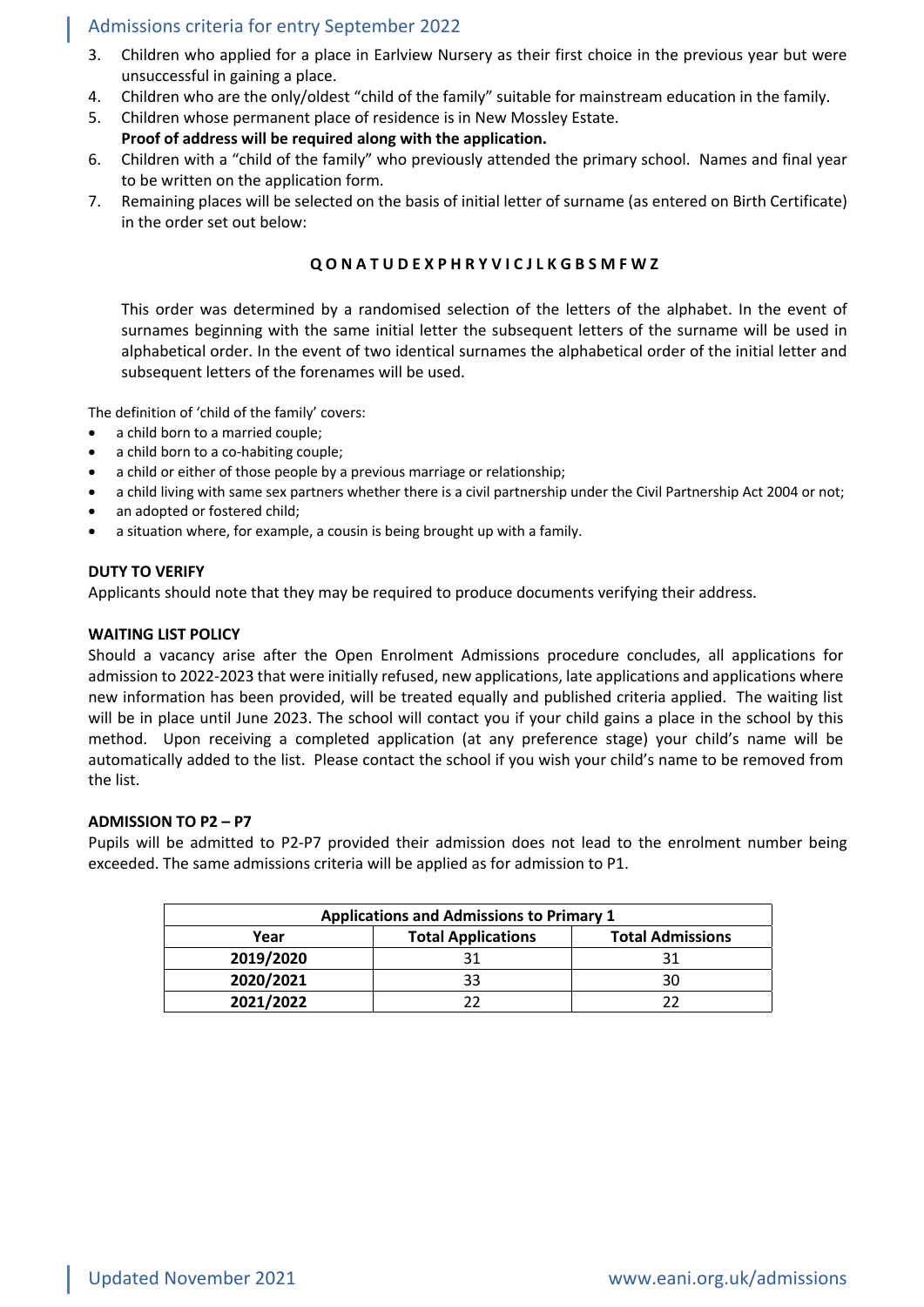## Admissions criteria for entry September 2022

3. Children who applied for a place in Earlview Nursery as their first choice in the previous year but were unsuccessful in gaining a place.
4. Children who are the only/oldest "child of the family" suitable for mainstream education in the family.
5. Children whose permanent place of residence is in New Mossley Estate.
   **Proof of address will be required along with the application.**
6. Children with a "child of the family" who previously attended the primary school. Names and final year to be written on the application form.
7. Remaining places will be selected on the basis of initial letter of surname (as entered on Birth Certificate) in the order set out below:

   **Q O N A T U D E X P H R Y V I C J L K G B S M F W Z**

   This order was determined by a randomised selection of the letters of the alphabet. In the event of surnames beginning with the same initial letter the subsequent letters of the surname will be used in alphabetical order. In the event of two identical surnames the alphabetical order of the initial letter and subsequent letters of the forenames will be used.

The definition of 'child of the family' covers:

- a child born to a married couple;
- a child born to a co-habiting couple;
- a child or either of those people by a previous marriage or relationship;
- a child living with same sex partners whether there is a civil partnership under the Civil Partnership Act 2004 or not;
- an adopted or fostered child;
- a situation where, for example, a cousin is being brought up with a family.

**DUTY TO VERIFY**

Applicants should note that they may be required to produce documents verifying their address.

**WAITING LIST POLICY**

Should a vacancy arise after the Open Enrolment Admissions procedure concludes, all applications for admission to 2022-2023 that were initially refused, new applications, late applications and applications where new information has been provided, will be treated equally and published criteria applied. The waiting list will be in place until June 2023. The school will contact you if your child gains a place in the school by this method. Upon receiving a completed application (at any preference stage) your child's name will be automatically added to the list. Please contact the school if you wish your child's name to be removed from the list.

**ADMISSION TO P2 – P7**

Pupils will be admitted to P2-P7 provided their admission does not lead to the enrolment number being exceeded. The same admissions criteria will be applied as for admission to P1.

| Applications and Admissions to Primary 1 | | |
|---|---|---|
| **Year** | **Total Applications** | **Total Admissions** |
| **2019/2020** | 31 | 31 |
| **2020/2021** | 33 | 30 |
| **2021/2022** | 22 | 22 |